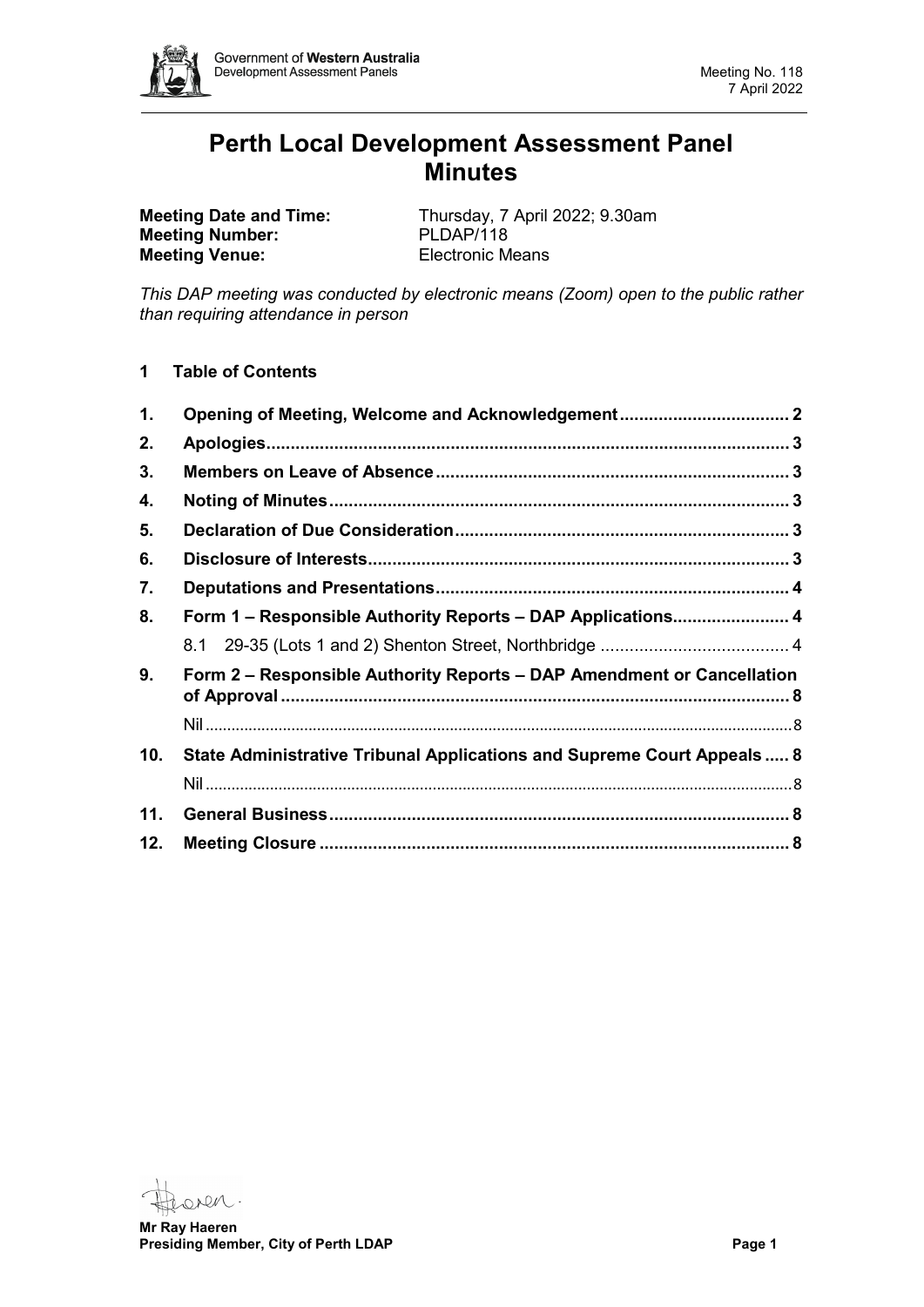# Perth Local Development Assessment Panel Minutes

**Meeting Date and Time:** Thursday, 7 April 2022; 9.30am
**Meeting Number:** PLDAP/118
**Meeting Venue:** Electronic Means

*This DAP meeting was conducted by electronic means (Zoom) open to the public rather than requiring attendance in person*

## 1 Table of Contents

| | | |
|---|---|---|
| **1.** | **Opening of Meeting, Welcome and Acknowledgement** | **2** |
| **2.** | **Apologies** | **3** |
| **3.** | **Members on Leave of Absence** | **3** |
| **4.** | **Noting of Minutes** | **3** |
| **5.** | **Declaration of Due Consideration** | **3** |
| **6.** | **Disclosure of Interests** | **3** |
| **7.** | **Deputations and Presentations** | **4** |
| **8.** | **Form 1 – Responsible Authority Reports – DAP Applications** | **4** |
| | 8.1 29-35 (Lots 1 and 2) Shenton Street, Northbridge | 4 |
| **9.** | **Form 2 – Responsible Authority Reports – DAP Amendment or Cancellation of Approval** | **8** |
| | Nil | 8 |
| **10.** | **State Administrative Tribunal Applications and Supreme Court Appeals** | **8** |
| | Nil | 8 |
| **11.** | **General Business** | **8** |
| **12.** | **Meeting Closure** | **8** |

**Mr Ray Haeren**
**Presiding Member, City of Perth LDAP**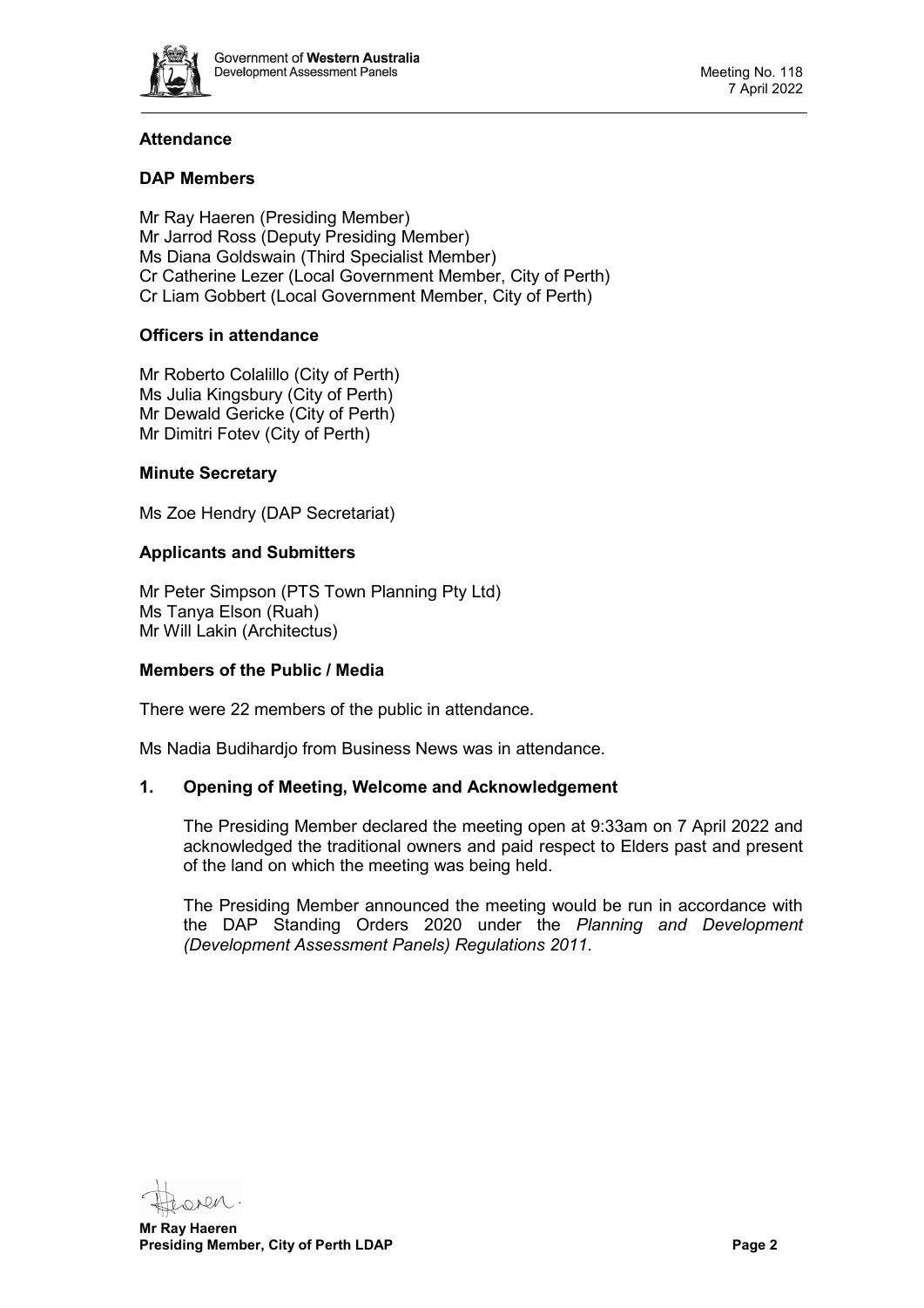## Attendance

### DAP Members

Mr Ray Haeren (Presiding Member)
Mr Jarrod Ross (Deputy Presiding Member)
Ms Diana Goldswain (Third Specialist Member)
Cr Catherine Lezer (Local Government Member, City of Perth)
Cr Liam Gobbert (Local Government Member, City of Perth)

### Officers in attendance

Mr Roberto Colalillo (City of Perth)
Ms Julia Kingsbury (City of Perth)
Mr Dewald Gericke (City of Perth)
Mr Dimitri Fotev (City of Perth)

### Minute Secretary

Ms Zoe Hendry (DAP Secretariat)

### Applicants and Submitters

Mr Peter Simpson (PTS Town Planning Pty Ltd)
Ms Tanya Elson (Ruah)
Mr Will Lakin (Architectus)

### Members of the Public / Media

There were 22 members of the public in attendance.

Ms Nadia Budihardjo from Business News was in attendance.

## 1. Opening of Meeting, Welcome and Acknowledgement

The Presiding Member declared the meeting open at 9:33am on 7 April 2022 and acknowledged the traditional owners and paid respect to Elders past and present of the land on which the meeting was being held.

The Presiding Member announced the meeting would be run in accordance with the DAP Standing Orders 2020 under the *Planning and Development (Development Assessment Panels) Regulations 2011.*

**Mr Ray Haeren**
**Presiding Member, City of Perth LDAP**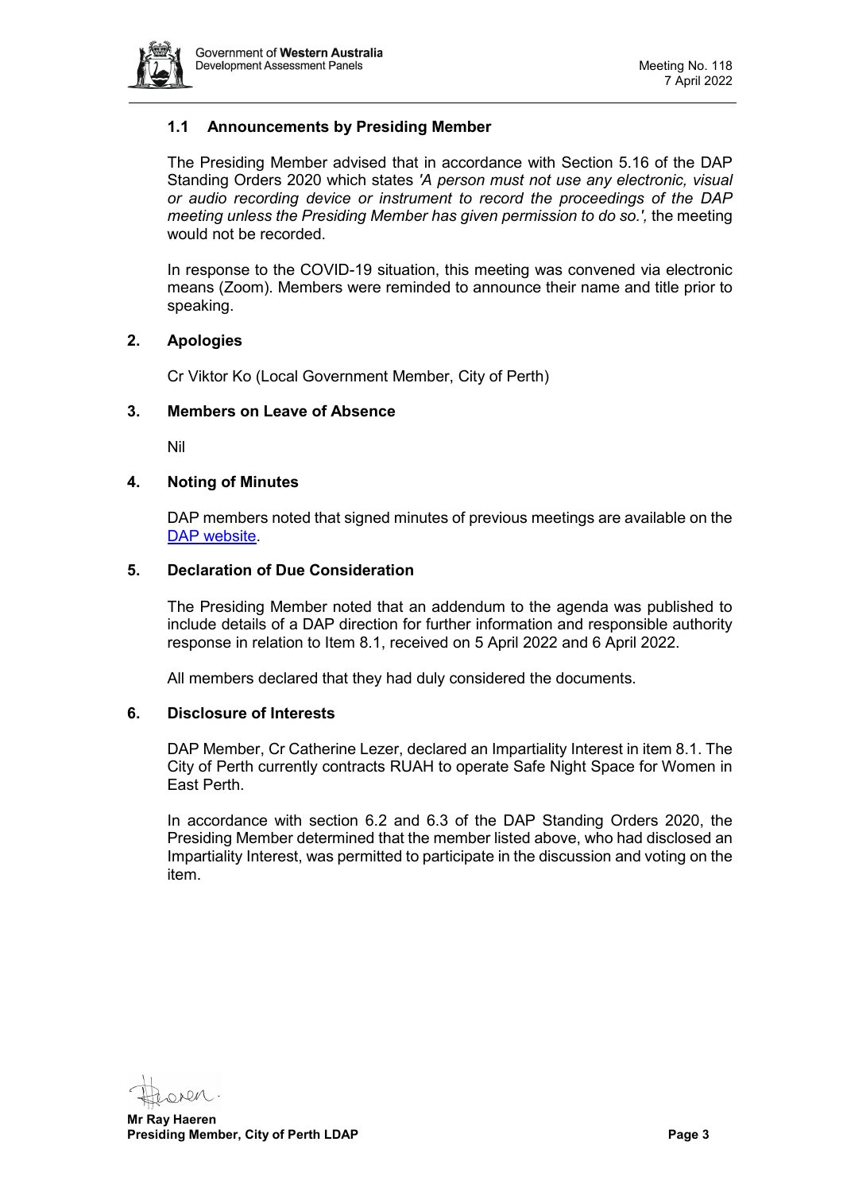### 1.1 Announcements by Presiding Member

The Presiding Member advised that in accordance with Section 5.16 of the DAP Standing Orders 2020 which states *'A person must not use any electronic, visual or audio recording device or instrument to record the proceedings of the DAP meeting unless the Presiding Member has given permission to do so.',* the meeting would not be recorded.

In response to the COVID-19 situation, this meeting was convened via electronic means (Zoom). Members were reminded to announce their name and title prior to speaking.

## 2. Apologies

Cr Viktor Ko (Local Government Member, City of Perth)

## 3. Members on Leave of Absence

Nil

## 4. Noting of Minutes

DAP members noted that signed minutes of previous meetings are available on the [DAP website](DAP website).

## 5. Declaration of Due Consideration

The Presiding Member noted that an addendum to the agenda was published to include details of a DAP direction for further information and responsible authority response in relation to Item 8.1, received on 5 April 2022 and 6 April 2022.

All members declared that they had duly considered the documents.

## 6. Disclosure of Interests

DAP Member, Cr Catherine Lezer, declared an Impartiality Interest in item 8.1. The City of Perth currently contracts RUAH to operate Safe Night Space for Women in East Perth.

In accordance with section 6.2 and 6.3 of the DAP Standing Orders 2020, the Presiding Member determined that the member listed above, who had disclosed an Impartiality Interest, was permitted to participate in the discussion and voting on the item.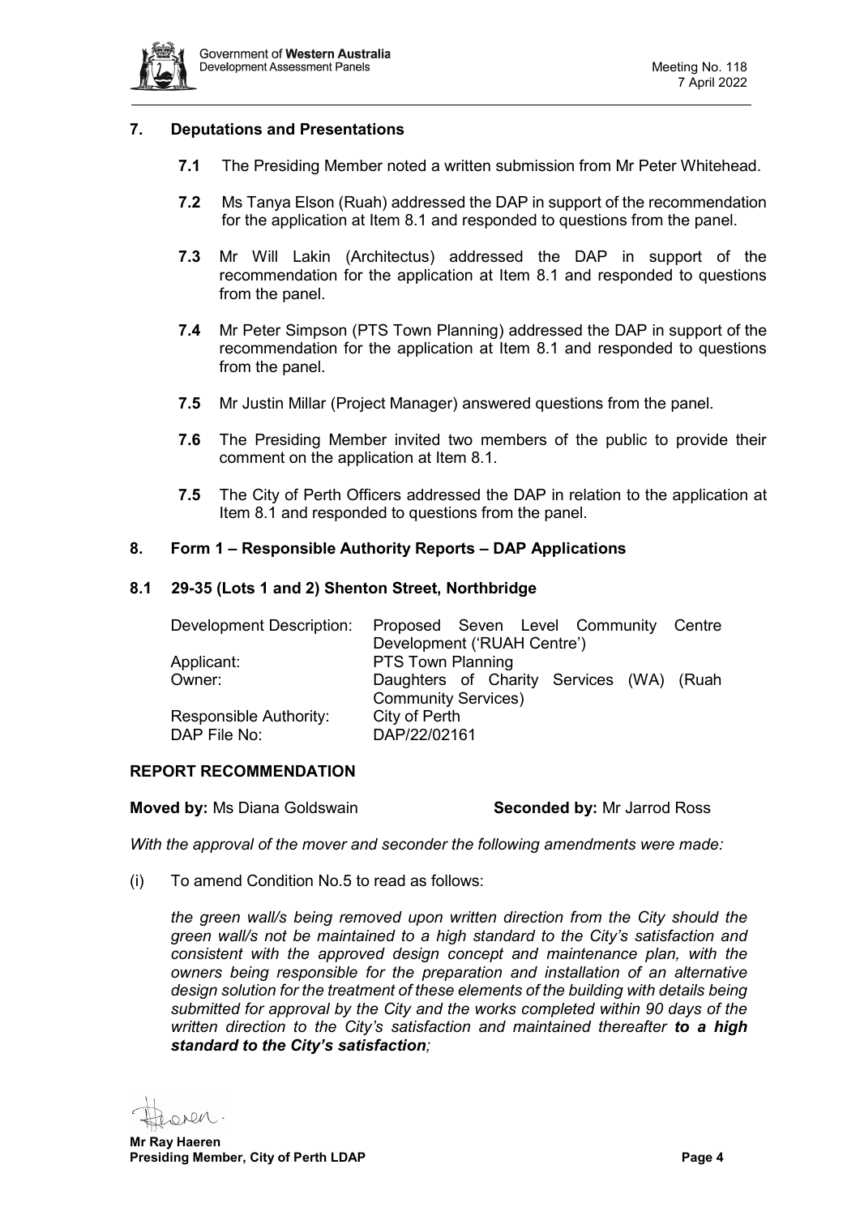## 7. Deputations and Presentations

**7.1** The Presiding Member noted a written submission from Mr Peter Whitehead.

**7.2** Ms Tanya Elson (Ruah) addressed the DAP in support of the recommendation for the application at Item 8.1 and responded to questions from the panel.

**7.3** Mr Will Lakin (Architectus) addressed the DAP in support of the recommendation for the application at Item 8.1 and responded to questions from the panel.

**7.4** Mr Peter Simpson (PTS Town Planning) addressed the DAP in support of the recommendation for the application at Item 8.1 and responded to questions from the panel.

**7.5** Mr Justin Millar (Project Manager) answered questions from the panel.

**7.6** The Presiding Member invited two members of the public to provide their comment on the application at Item 8.1.

**7.5** The City of Perth Officers addressed the DAP in relation to the application at Item 8.1 and responded to questions from the panel.

## 8. Form 1 – Responsible Authority Reports – DAP Applications

### 8.1 29-35 (Lots 1 and 2) Shenton Street, Northbridge

| | |
|---|---|
| Development Description: | Proposed Seven Level Community Centre Development ('RUAH Centre') |
| Applicant: | PTS Town Planning |
| Owner: | Daughters of Charity Services (WA) (Ruah Community Services) |
| Responsible Authority: | City of Perth |
| DAP File No: | DAP/22/02161 |

### REPORT RECOMMENDATION

**Moved by:** Ms Diana Goldswain **Seconded by:** Mr Jarrod Ross

*With the approval of the mover and seconder the following amendments were made:*

(i) To amend Condition No.5 to read as follows:

*the green wall/s being removed upon written direction from the City should the green wall/s not be maintained to a high standard to the City's satisfaction and consistent with the approved design concept and maintenance plan, with the owners being responsible for the preparation and installation of an alternative design solution for the treatment of these elements of the building with details being submitted for approval by the City and the works completed within 90 days of the written direction to the City's satisfaction and maintained thereafter* ***to a high standard to the City's satisfaction;***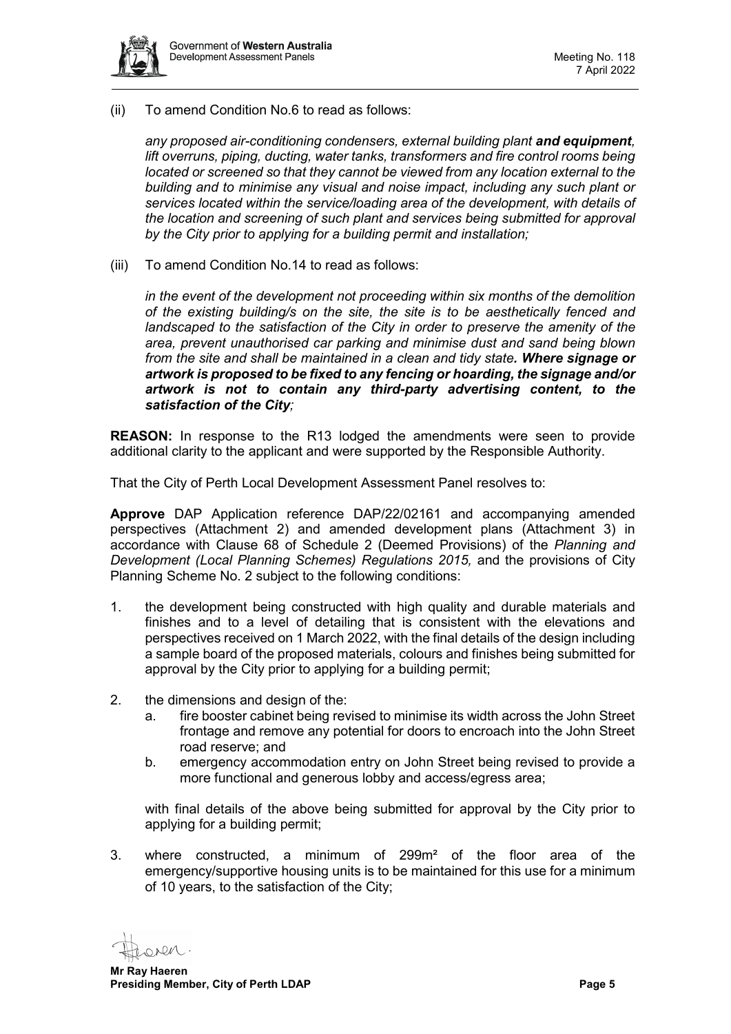(ii) To amend Condition No.6 to read as follows:

*any proposed air-conditioning condensers, external building plant* ***and equipment****, lift overruns, piping, ducting, water tanks, transformers and fire control rooms being located or screened so that they cannot be viewed from any location external to the building and to minimise any visual and noise impact, including any such plant or services located within the service/loading area of the development, with details of the location and screening of such plant and services being submitted for approval by the City prior to applying for a building permit and installation;*

(iii) To amend Condition No.14 to read as follows:

*in the event of the development not proceeding within six months of the demolition of the existing building/s on the site, the site is to be aesthetically fenced and landscaped to the satisfaction of the City in order to preserve the amenity of the area, prevent unauthorised car parking and minimise dust and sand being blown from the site and shall be maintained in a clean and tidy state****. Where signage or artwork is proposed to be fixed to any fencing or hoarding, the signage and/or artwork is not to contain any third-party advertising content, to the satisfaction of the City****;*

**REASON:** In response to the R13 lodged the amendments were seen to provide additional clarity to the applicant and were supported by the Responsible Authority.

That the City of Perth Local Development Assessment Panel resolves to:

**Approve** DAP Application reference DAP/22/02161 and accompanying amended perspectives (Attachment 2) and amended development plans (Attachment 3) in accordance with Clause 68 of Schedule 2 (Deemed Provisions) of the *Planning and Development (Local Planning Schemes) Regulations 2015,* and the provisions of City Planning Scheme No. 2 subject to the following conditions:

1. the development being constructed with high quality and durable materials and finishes and to a level of detailing that is consistent with the elevations and perspectives received on 1 March 2022, with the final details of the design including a sample board of the proposed materials, colours and finishes being submitted for approval by the City prior to applying for a building permit;

2. the dimensions and design of the:
   a. fire booster cabinet being revised to minimise its width across the John Street frontage and remove any potential for doors to encroach into the John Street road reserve; and
   b. emergency accommodation entry on John Street being revised to provide a more functional and generous lobby and access/egress area;

   with final details of the above being submitted for approval by the City prior to applying for a building permit;

3. where constructed, a minimum of 299m² of the floor area of the emergency/supportive housing units is to be maintained for this use for a minimum of 10 years, to the satisfaction of the City;

**Mr Ray Haeren**
**Presiding Member, City of Perth LDAP**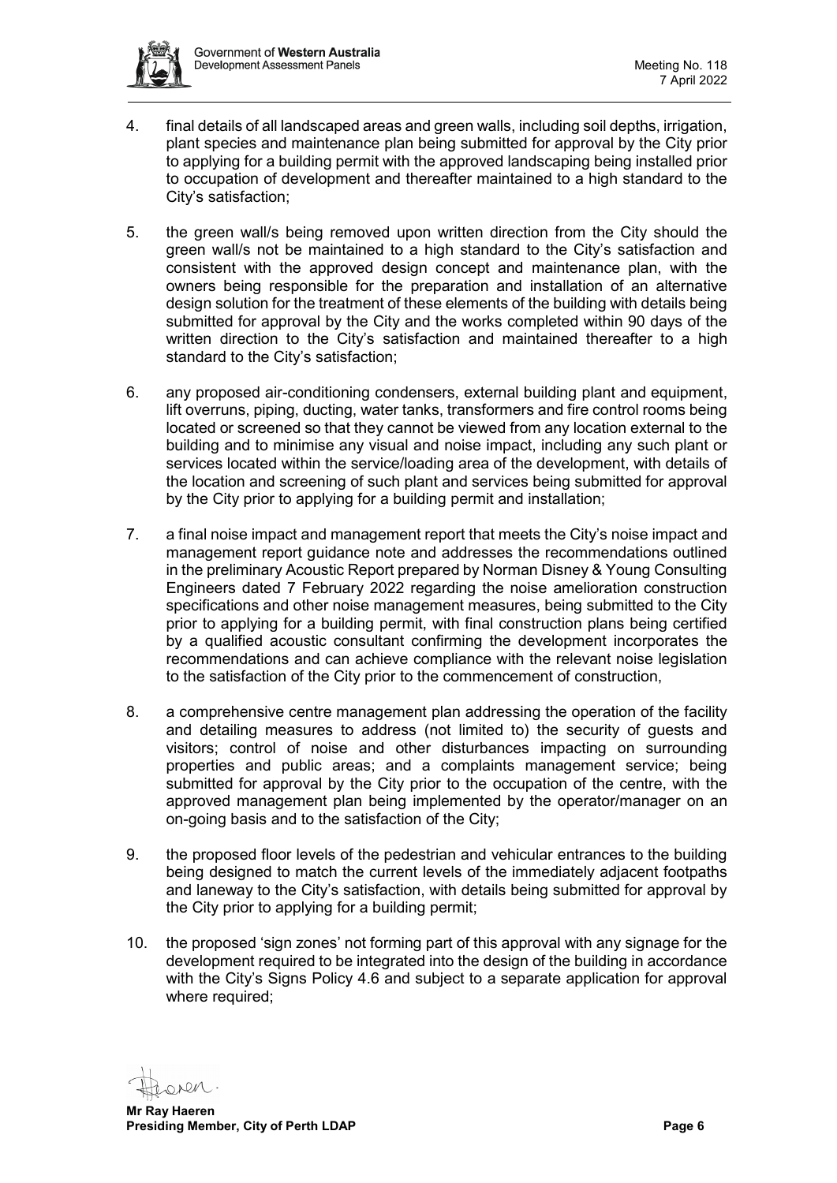4. final details of all landscaped areas and green walls, including soil depths, irrigation, plant species and maintenance plan being submitted for approval by the City prior to applying for a building permit with the approved landscaping being installed prior to occupation of development and thereafter maintained to a high standard to the City's satisfaction;

5. the green wall/s being removed upon written direction from the City should the green wall/s not be maintained to a high standard to the City's satisfaction and consistent with the approved design concept and maintenance plan, with the owners being responsible for the preparation and installation of an alternative design solution for the treatment of these elements of the building with details being submitted for approval by the City and the works completed within 90 days of the written direction to the City's satisfaction and maintained thereafter to a high standard to the City's satisfaction;

6. any proposed air-conditioning condensers, external building plant and equipment, lift overruns, piping, ducting, water tanks, transformers and fire control rooms being located or screened so that they cannot be viewed from any location external to the building and to minimise any visual and noise impact, including any such plant or services located within the service/loading area of the development, with details of the location and screening of such plant and services being submitted for approval by the City prior to applying for a building permit and installation;

7. a final noise impact and management report that meets the City's noise impact and management report guidance note and addresses the recommendations outlined in the preliminary Acoustic Report prepared by Norman Disney & Young Consulting Engineers dated 7 February 2022 regarding the noise amelioration construction specifications and other noise management measures, being submitted to the City prior to applying for a building permit, with final construction plans being certified by a qualified acoustic consultant confirming the development incorporates the recommendations and can achieve compliance with the relevant noise legislation to the satisfaction of the City prior to the commencement of construction,

8. a comprehensive centre management plan addressing the operation of the facility and detailing measures to address (not limited to) the security of guests and visitors; control of noise and other disturbances impacting on surrounding properties and public areas; and a complaints management service; being submitted for approval by the City prior to the occupation of the centre, with the approved management plan being implemented by the operator/manager on an on-going basis and to the satisfaction of the City;

9. the proposed floor levels of the pedestrian and vehicular entrances to the building being designed to match the current levels of the immediately adjacent footpaths and laneway to the City's satisfaction, with details being submitted for approval by the City prior to applying for a building permit;

10. the proposed 'sign zones' not forming part of this approval with any signage for the development required to be integrated into the design of the building in accordance with the City's Signs Policy 4.6 and subject to a separate application for approval where required;

**Mr Ray Haeren**
**Presiding Member, City of Perth LDAP**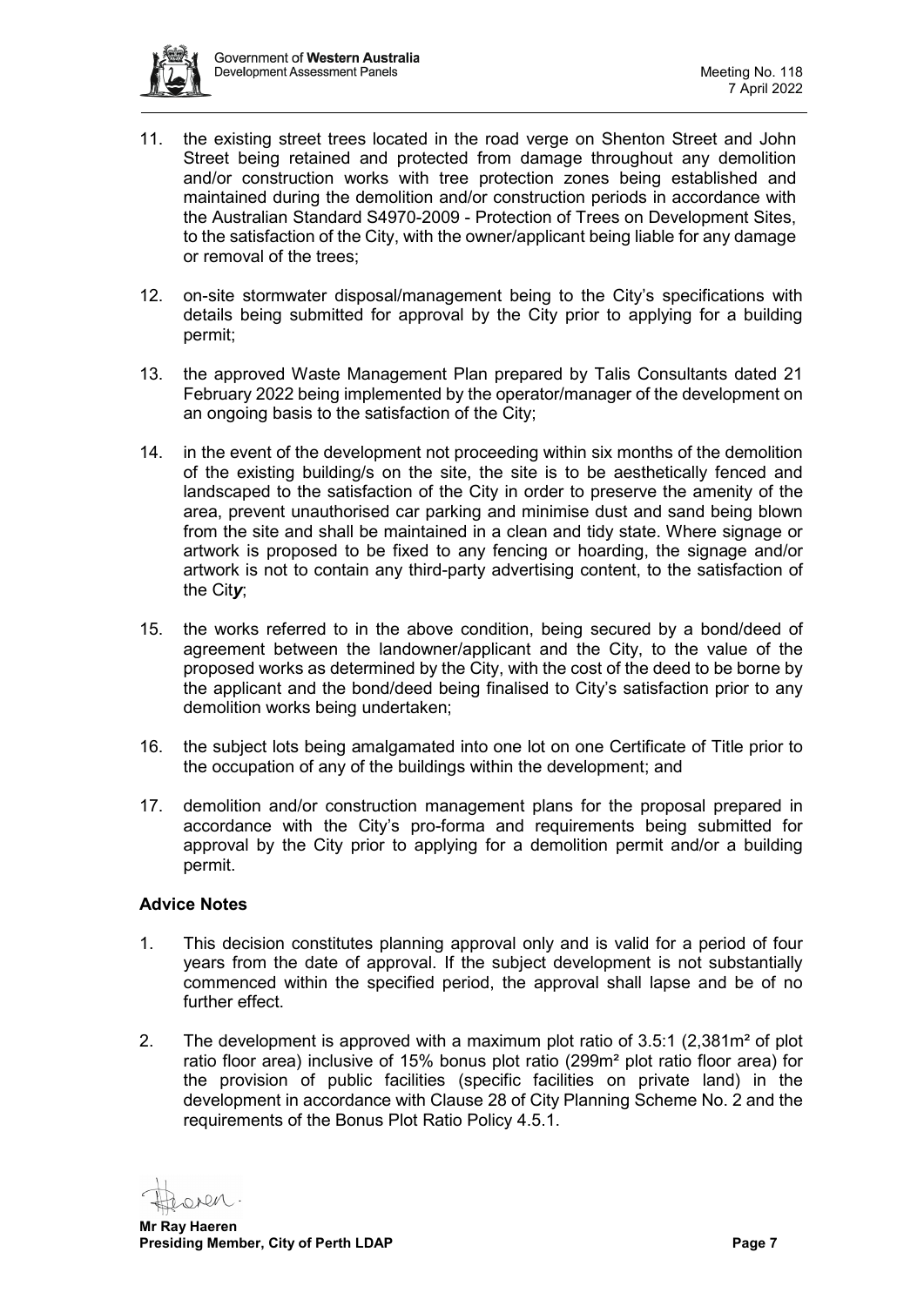11. the existing street trees located in the road verge on Shenton Street and John Street being retained and protected from damage throughout any demolition and/or construction works with tree protection zones being established and maintained during the demolition and/or construction periods in accordance with the Australian Standard S4970-2009 - Protection of Trees on Development Sites, to the satisfaction of the City, with the owner/applicant being liable for any damage or removal of the trees;

12. on-site stormwater disposal/management being to the City's specifications with details being submitted for approval by the City prior to applying for a building permit;

13. the approved Waste Management Plan prepared by Talis Consultants dated 21 February 2022 being implemented by the operator/manager of the development on an ongoing basis to the satisfaction of the City;

14. in the event of the development not proceeding within six months of the demolition of the existing building/s on the site, the site is to be aesthetically fenced and landscaped to the satisfaction of the City in order to preserve the amenity of the area, prevent unauthorised car parking and minimise dust and sand being blown from the site and shall be maintained in a clean and tidy state. Where signage or artwork is proposed to be fixed to any fencing or hoarding, the signage and/or artwork is not to contain any third-party advertising content, to the satisfaction of the Cit***y***;

15. the works referred to in the above condition, being secured by a bond/deed of agreement between the landowner/applicant and the City, to the value of the proposed works as determined by the City, with the cost of the deed to be borne by the applicant and the bond/deed being finalised to City's satisfaction prior to any demolition works being undertaken;

16. the subject lots being amalgamated into one lot on one Certificate of Title prior to the occupation of any of the buildings within the development; and

17. demolition and/or construction management plans for the proposal prepared in accordance with the City's pro-forma and requirements being submitted for approval by the City prior to applying for a demolition permit and/or a building permit.

**Advice Notes**

1. This decision constitutes planning approval only and is valid for a period of four years from the date of approval. If the subject development is not substantially commenced within the specified period, the approval shall lapse and be of no further effect.

2. The development is approved with a maximum plot ratio of 3.5:1 (2,381m² of plot ratio floor area) inclusive of 15% bonus plot ratio (299m² plot ratio floor area) for the provision of public facilities (specific facilities on private land) in the development in accordance with Clause 28 of City Planning Scheme No. 2 and the requirements of the Bonus Plot Ratio Policy 4.5.1.

**Mr Ray Haeren**
**Presiding Member, City of Perth LDAP**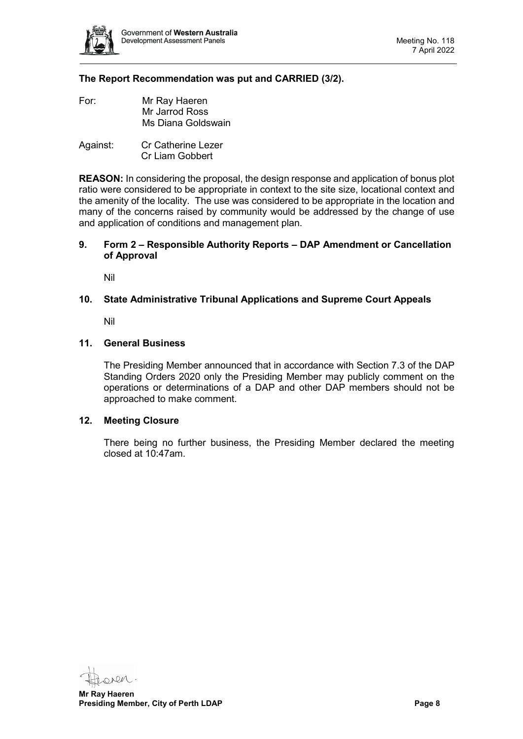**The Report Recommendation was put and CARRIED (3/2).**

For: Mr Ray Haeren
Mr Jarrod Ross
Ms Diana Goldswain

Against: Cr Catherine Lezer
Cr Liam Gobbert

**REASON:** In considering the proposal, the design response and application of bonus plot ratio were considered to be appropriate in context to the site size, locational context and the amenity of the locality. The use was considered to be appropriate in the location and many of the concerns raised by community would be addressed by the change of use and application of conditions and management plan.

## 9. Form 2 – Responsible Authority Reports – DAP Amendment or Cancellation of Approval

Nil

## 10. State Administrative Tribunal Applications and Supreme Court Appeals

Nil

## 11. General Business

The Presiding Member announced that in accordance with Section 7.3 of the DAP Standing Orders 2020 only the Presiding Member may publicly comment on the operations or determinations of a DAP and other DAP members should not be approached to make comment.

## 12. Meeting Closure

There being no further business, the Presiding Member declared the meeting closed at 10:47am.

**Mr Ray Haeren**
**Presiding Member, City of Perth LDAP**